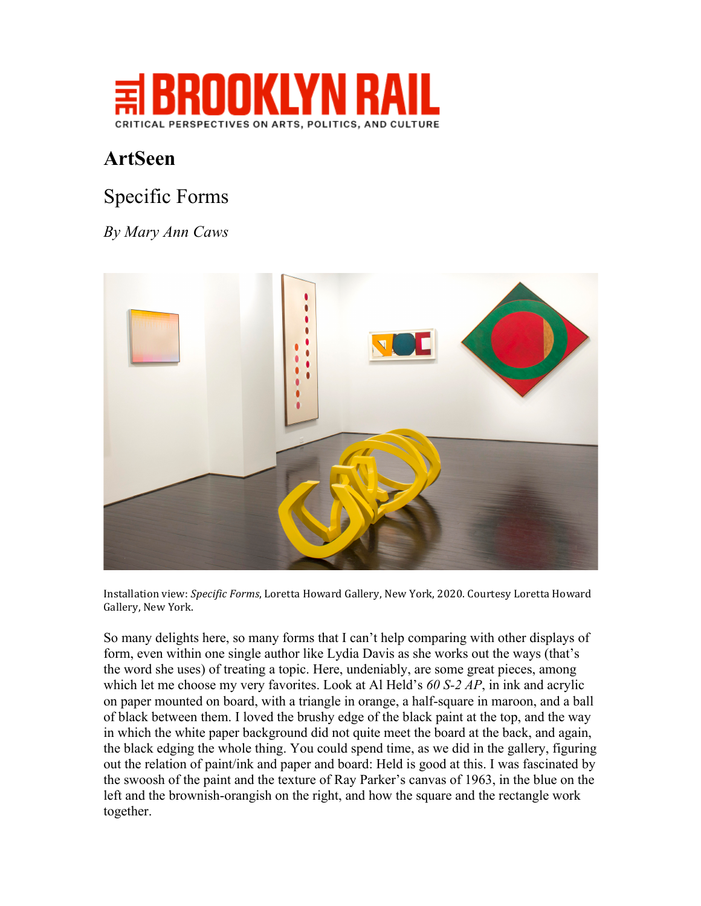# THE BROOKLYN RAIL

CRITICAL PERSPECTIVES ON ARTS, POLITICS, AND CULTURE

## ArtSeen

## Specific Forms

*By Mary Ann Caws*

Installation view: *Specific Forms*, Loretta Howard Gallery, New York, 2020. Courtesy Loretta Howard Gallery, New York.

So many delights here, so many forms that I can't help comparing with other displays of form, even within one single author like Lydia Davis as she works out the ways (that's the word she uses) of treating a topic. Here, undeniably, are some great pieces, among which let me choose my very favorites. Look at Al Held's *60 S-2 AP*, in ink and acrylic on paper mounted on board, with a triangle in orange, a half-square in maroon, and a ball of black between them. I loved the brushy edge of the black paint at the top, and the way in which the white paper background did not quite meet the board at the back, and again, the black edging the whole thing. You could spend time, as we did in the gallery, figuring out the relation of paint/ink and paper and board: Held is good at this. I was fascinated by the swoosh of the paint and the texture of Ray Parker's canvas of 1963, in the blue on the left and the brownish-orangish on the right, and how the square and the rectangle work together.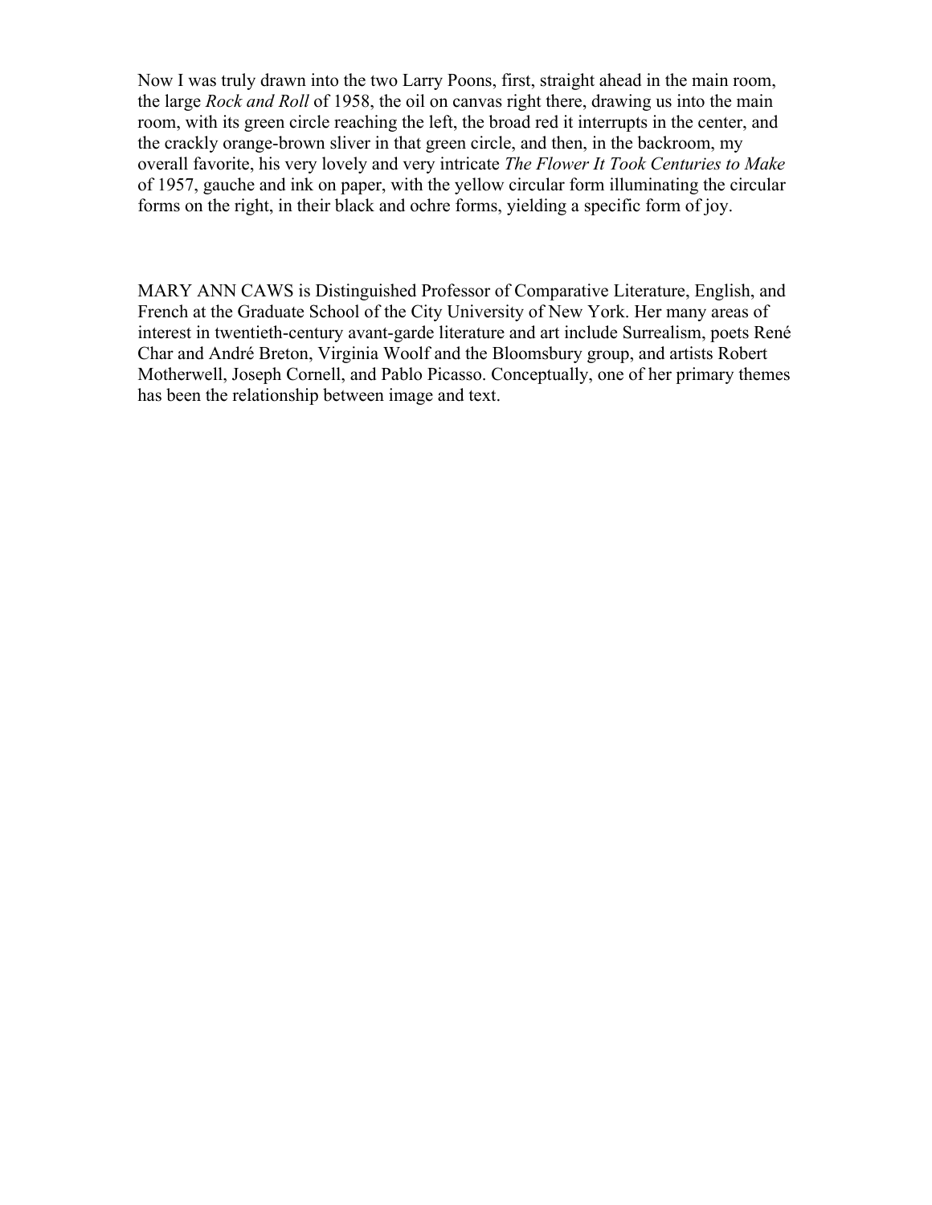Now I was truly drawn into the two Larry Poons, first, straight ahead in the main room, the large *Rock and Roll* of 1958, the oil on canvas right there, drawing us into the main room, with its green circle reaching the left, the broad red it interrupts in the center, and the crackly orange-brown sliver in that green circle, and then, in the backroom, my overall favorite, his very lovely and very intricate *The Flower It Took Centuries to Make* of 1957, gauche and ink on paper, with the yellow circular form illuminating the circular forms on the right, in their black and ochre forms, yielding a specific form of joy.

MARY ANN CAWS is Distinguished Professor of Comparative Literature, English, and French at the Graduate School of the City University of New York. Her many areas of interest in twentieth-century avant-garde literature and art include Surrealism, poets René Char and André Breton, Virginia Woolf and the Bloomsbury group, and artists Robert Motherwell, Joseph Cornell, and Pablo Picasso. Conceptually, one of her primary themes has been the relationship between image and text.